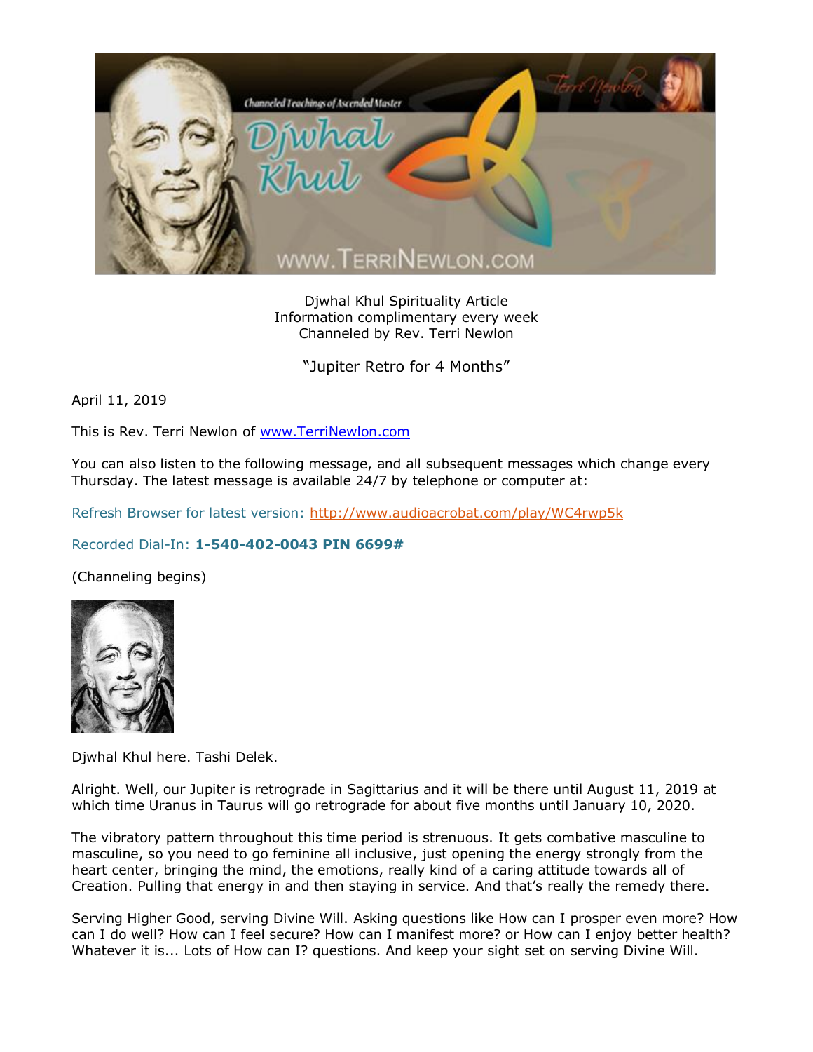Djwhal Khul Spirituality Article
Information complimentary every week
Channeled by Rev. Terri Newlon

"Jupiter Retro for 4 Months"

April 11, 2019

This is Rev. Terri Newlon of www.TerriNewlon.com

You can also listen to the following message, and all subsequent messages which change every Thursday. The latest message is available 24/7 by telephone or computer at:

Refresh Browser for latest version: http://www.audioacrobat.com/play/WC4rwp5k

Recorded Dial-In: **1-540-402-0043 PIN 6699#**

(Channeling begins)

Djwhal Khul here. Tashi Delek.

Alright. Well, our Jupiter is retrograde in Sagittarius and it will be there until August 11, 2019 at which time Uranus in Taurus will go retrograde for about five months until January 10, 2020.

The vibratory pattern throughout this time period is strenuous. It gets combative masculine to masculine, so you need to go feminine all inclusive, just opening the energy strongly from the heart center, bringing the mind, the emotions, really kind of a caring attitude towards all of Creation. Pulling that energy in and then staying in service. And that's really the remedy there.

Serving Higher Good, serving Divine Will. Asking questions like How can I prosper even more? How can I do well? How can I feel secure? How can I manifest more? or How can I enjoy better health? Whatever it is... Lots of How can I? questions. And keep your sight set on serving Divine Will.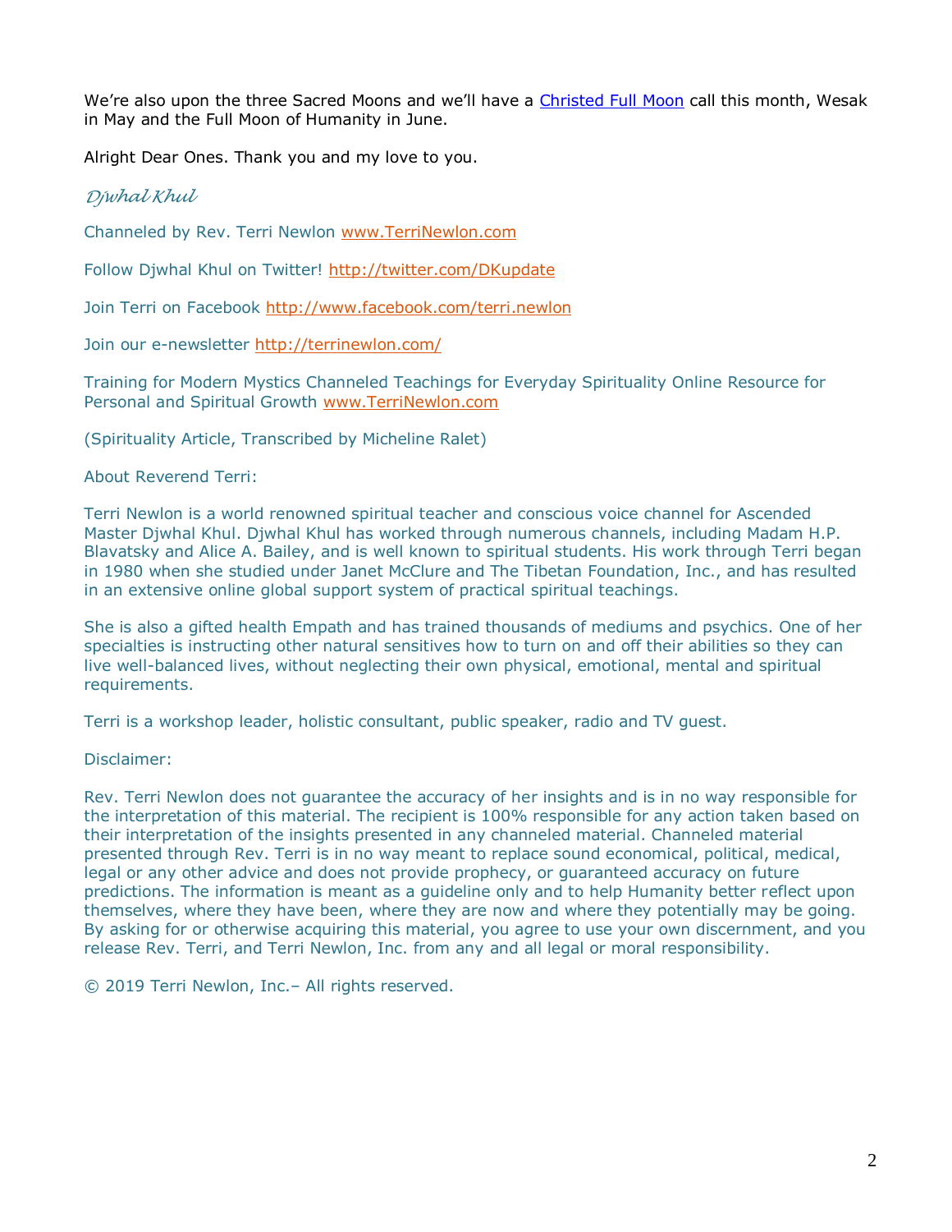We're also upon the three Sacred Moons and we'll have a [Christed Full Moon](#) call this month, Wesak in May and the Full Moon of Humanity in June.

Alright Dear Ones. Thank you and my love to you.

*Djwhal Khul*

Channeled by Rev. Terri Newlon www.TerriNewlon.com

Follow Djwhal Khul on Twitter! http://twitter.com/DKupdate

Join Terri on Facebook http://www.facebook.com/terri.newlon

Join our e-newsletter http://terrinewlon.com/

Training for Modern Mystics Channeled Teachings for Everyday Spirituality Online Resource for Personal and Spiritual Growth www.TerriNewlon.com

(Spirituality Article, Transcribed by Micheline Ralet)

About Reverend Terri:

Terri Newlon is a world renowned spiritual teacher and conscious voice channel for Ascended Master Djwhal Khul. Djwhal Khul has worked through numerous channels, including Madam H.P. Blavatsky and Alice A. Bailey, and is well known to spiritual students. His work through Terri began in 1980 when she studied under Janet McClure and The Tibetan Foundation, Inc., and has resulted in an extensive online global support system of practical spiritual teachings.

She is also a gifted health Empath and has trained thousands of mediums and psychics. One of her specialties is instructing other natural sensitives how to turn on and off their abilities so they can live well-balanced lives, without neglecting their own physical, emotional, mental and spiritual requirements.

Terri is a workshop leader, holistic consultant, public speaker, radio and TV guest.

Disclaimer:

Rev. Terri Newlon does not guarantee the accuracy of her insights and is in no way responsible for the interpretation of this material. The recipient is 100% responsible for any action taken based on their interpretation of the insights presented in any channeled material. Channeled material presented through Rev. Terri is in no way meant to replace sound economical, political, medical, legal or any other advice and does not provide prophecy, or guaranteed accuracy on future predictions. The information is meant as a guideline only and to help Humanity better reflect upon themselves, where they have been, where they are now and where they potentially may be going. By asking for or otherwise acquiring this material, you agree to use your own discernment, and you release Rev. Terri, and Terri Newlon, Inc. from any and all legal or moral responsibility.

© 2019 Terri Newlon, Inc.– All rights reserved.